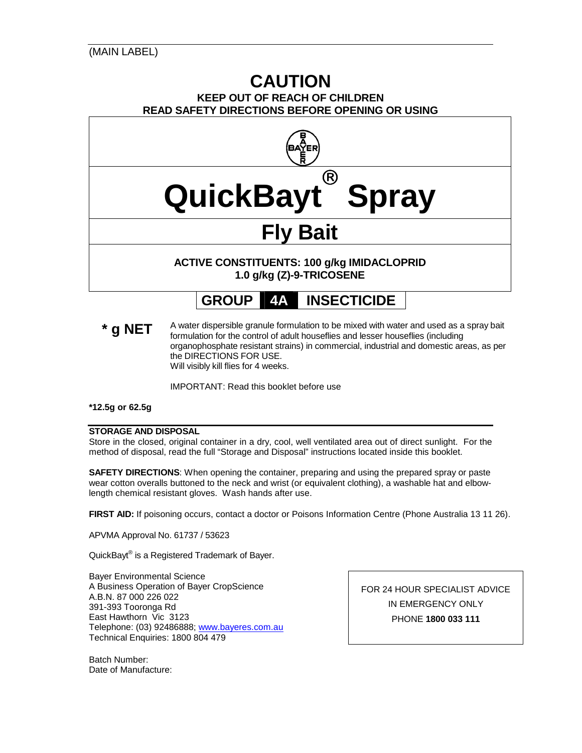(MAIN LABEL)

# CAUTION

**KEEP OUT OF REACH OF CHILDREN**
**READ SAFETY DIRECTIONS BEFORE OPENING OR USING**

BAYER

# QuickBayt® Spray

## Fly Bait

**ACTIVE CONSTITUENTS: 100 g/kg IMIDACLOPRID**
**1.0 g/kg (Z)-9-TRICOSENE**

**GROUP 4A INSECTICIDE**

**\* g NET**

A water dispersible granule formulation to be mixed with water and used as a spray bait formulation for the control of adult houseflies and lesser houseflies (including organophosphate resistant strains) in commercial, industrial and domestic areas, as per the DIRECTIONS FOR USE.
Will visibly kill flies for 4 weeks.

IMPORTANT: Read this booklet before use

**\*12.5g or 62.5g**

**STORAGE AND DISPOSAL**
Store in the closed, original container in a dry, cool, well ventilated area out of direct sunlight. For the method of disposal, read the full "Storage and Disposal" instructions located inside this booklet.

**SAFETY DIRECTIONS**: When opening the container, preparing and using the prepared spray or paste wear cotton overalls buttoned to the neck and wrist (or equivalent clothing), a washable hat and elbow-length chemical resistant gloves. Wash hands after use.

**FIRST AID:** If poisoning occurs, contact a doctor or Poisons Information Centre (Phone Australia 13 11 26).

APVMA Approval No. 61737 / 53623

QuickBayt® is a Registered Trademark of Bayer.

Bayer Environmental Science
A Business Operation of Bayer CropScience
A.B.N. 87 000 226 022
391-393 Tooronga Rd
East Hawthorn Vic 3123
Telephone: (03) 92486888; www.bayeres.com.au
Technical Enquiries: 1800 804 479

FOR 24 HOUR SPECIALIST ADVICE
IN EMERGENCY ONLY
PHONE **1800 033 111**

Batch Number:
Date of Manufacture: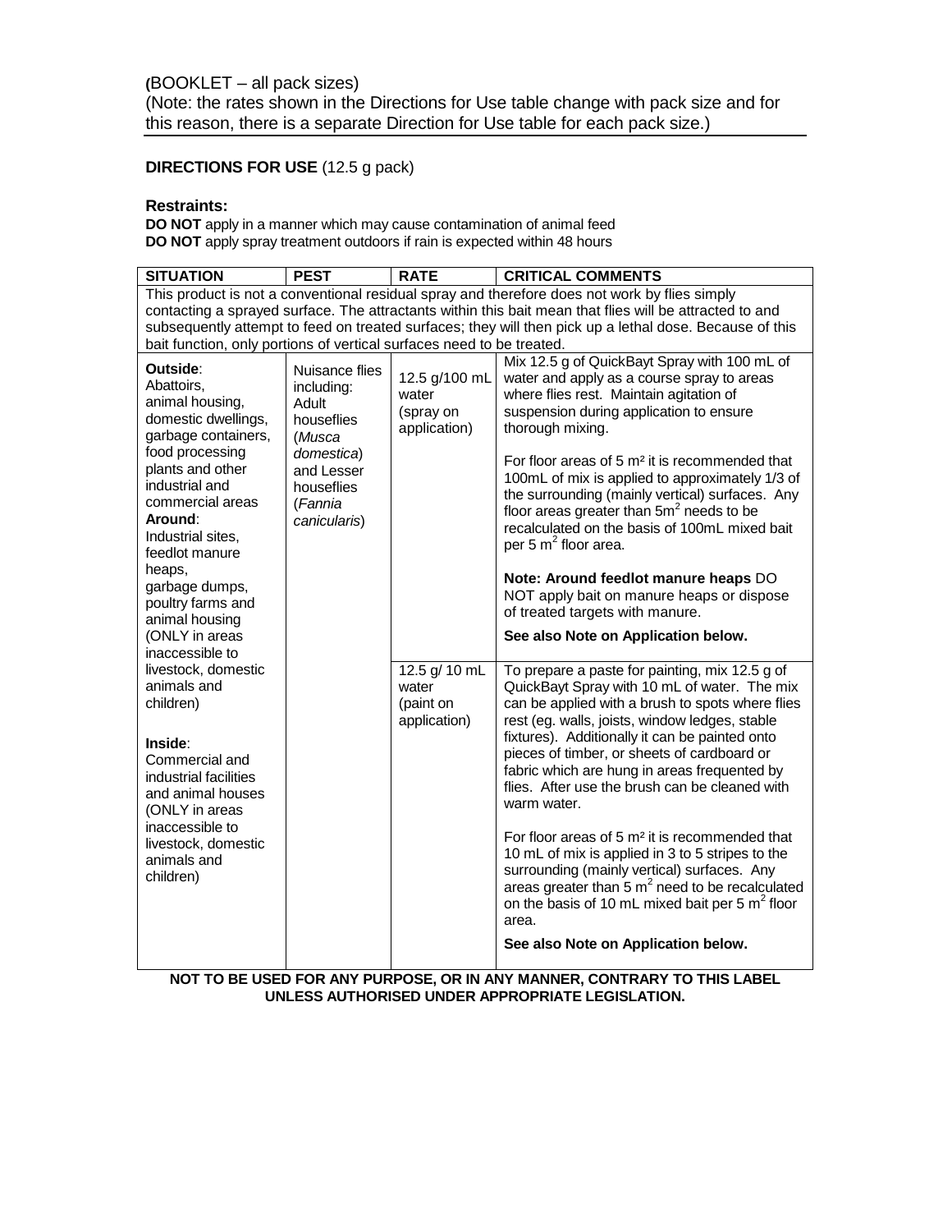(BOOKLET – all pack sizes)
(Note: the rates shown in the Directions for Use table change with pack size and for this reason, there is a separate Direction for Use table for each pack size.)

**DIRECTIONS FOR USE** (12.5 g pack)

**Restraints:**
**DO NOT** apply in a manner which may cause contamination of animal feed
**DO NOT** apply spray treatment outdoors if rain is expected within 48 hours

| SITUATION | PEST | RATE | CRITICAL COMMENTS |
|---|---|---|---|
| This product is not a conventional residual spray and therefore does not work by flies simply contacting a sprayed surface. The attractants within this bait mean that flies will be attracted to and subsequently attempt to feed on treated surfaces; they will then pick up a lethal dose. Because of this bait function, only portions of vertical surfaces need to be treated. | | | |
| **Outside**: Abattoirs, animal housing, domestic dwellings, garbage containers, food processing plants and other industrial and commercial areas<br>**Around**: Industrial sites, feedlot manure heaps, garbage dumps, poultry farms and animal housing (ONLY in areas inaccessible to livestock, domestic animals and children)<br><br>**Inside**: Commercial and industrial facilities and animal houses (ONLY in areas inaccessible to livestock, domestic animals and children) | Nuisance flies including: Adult houseflies (*Musca domestica*) and Lesser houseflies (*Fannia canicularis*) | 12.5 g/100 mL water (spray on application) | Mix 12.5 g of QuickBayt Spray with 100 mL of water and apply as a course spray to areas where flies rest. Maintain agitation of suspension during application to ensure thorough mixing.<br><br>For floor areas of 5 m² it is recommended that 100mL of mix is applied to approximately 1/3 of the surrounding (mainly vertical) surfaces. Any floor areas greater than 5m$^2$ needs to be recalculated on the basis of 100mL mixed bait per 5 m$^2$ floor area.<br><br>**Note: Around feedlot manure heaps** DO NOT apply bait on manure heaps or dispose of treated targets with manure.<br><br>**See also Note on Application below.** |
| | | 12.5 g/ 10 mL water (paint on application) | To prepare a paste for painting, mix 12.5 g of QuickBayt Spray with 10 mL of water. The mix can be applied with a brush to spots where flies rest (eg. walls, joists, window ledges, stable fixtures). Additionally it can be painted onto pieces of timber, or sheets of cardboard or fabric which are hung in areas frequented by flies. After use the brush can be cleaned with warm water.<br><br>For floor areas of 5 m² it is recommended that 10 mL of mix is applied in 3 to 5 stripes to the surrounding (mainly vertical) surfaces. Any areas greater than 5 m$^2$ need to be recalculated on the basis of 10 mL mixed bait per 5 m$^2$ floor area.<br><br>**See also Note on Application below.** |

**NOT TO BE USED FOR ANY PURPOSE, OR IN ANY MANNER, CONTRARY TO THIS LABEL UNLESS AUTHORISED UNDER APPROPRIATE LEGISLATION.**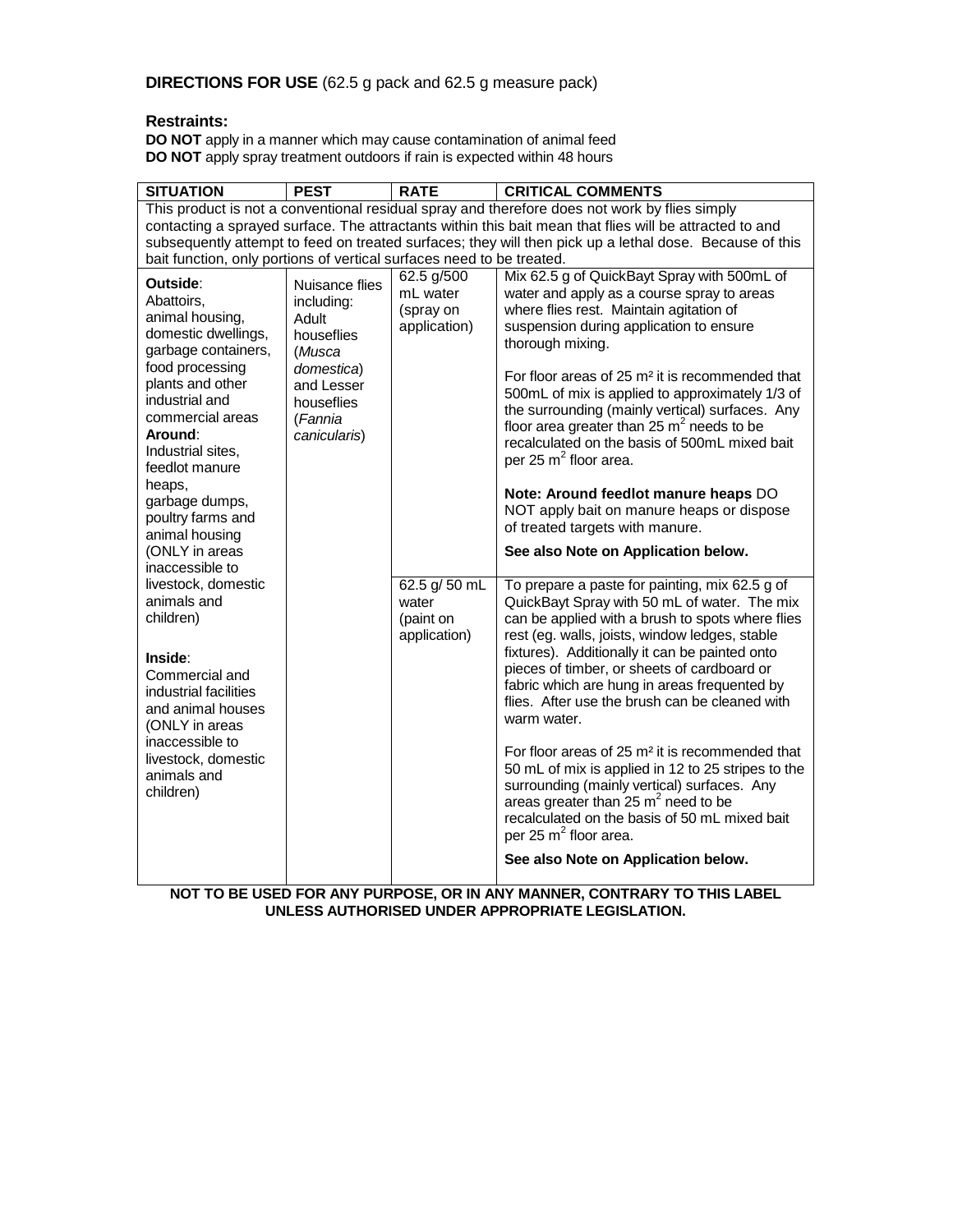**DIRECTIONS FOR USE** (62.5 g pack and 62.5 g measure pack)

**Restraints:**

**DO NOT** apply in a manner which may cause contamination of animal feed

**DO NOT** apply spray treatment outdoors if rain is expected within 48 hours

| SITUATION | PEST | RATE | CRITICAL COMMENTS |
|---|---|---|---|
| This product is not a conventional residual spray and therefore does not work by flies simply contacting a sprayed surface. The attractants within this bait mean that flies will be attracted to and subsequently attempt to feed on treated surfaces; they will then pick up a lethal dose. Because of this bait function, only portions of vertical surfaces need to be treated. | | | |
| **Outside**: Abattoirs, animal housing, domestic dwellings, garbage containers, food processing plants and other industrial and commercial areas **Around**: Industrial sites, feedlot manure heaps, garbage dumps, poultry farms and animal housing (ONLY in areas inaccessible to livestock, domestic animals and children) **Inside**: Commercial and industrial facilities and animal houses (ONLY in areas inaccessible to livestock, domestic animals and children) | Nuisance flies including: Adult houseflies (*Musca domestica*) and Lesser houseflies (*Fannia canicularis*) | 62.5 g/500 mL water (spray on application) | Mix 62.5 g of QuickBayt Spray with 500mL of water and apply as a course spray to areas where flies rest. Maintain agitation of suspension during application to ensure thorough mixing. For floor areas of 25 m² it is recommended that 500mL of mix is applied to approximately 1/3 of the surrounding (mainly vertical) surfaces. Any floor area greater than 25 m² needs to be recalculated on the basis of 500mL mixed bait per 25 m² floor area. **Note: Around feedlot manure heaps** DO NOT apply bait on manure heaps or dispose of treated targets with manure. **See also Note on Application below.** |
| | | 62.5 g/ 50 mL water (paint on application) | To prepare a paste for painting, mix 62.5 g of QuickBayt Spray with 50 mL of water. The mix can be applied with a brush to spots where flies rest (eg. walls, joists, window ledges, stable fixtures). Additionally it can be painted onto pieces of timber, or sheets of cardboard or fabric which are hung in areas frequented by flies. After use the brush can be cleaned with warm water. For floor areas of 25 m² it is recommended that 50 mL of mix is applied in 12 to 25 stripes to the surrounding (mainly vertical) surfaces. Any areas greater than 25 m² need to be recalculated on the basis of 50 mL mixed bait per 25 m² floor area. **See also Note on Application below.** |

**NOT TO BE USED FOR ANY PURPOSE, OR IN ANY MANNER, CONTRARY TO THIS LABEL UNLESS AUTHORISED UNDER APPROPRIATE LEGISLATION.**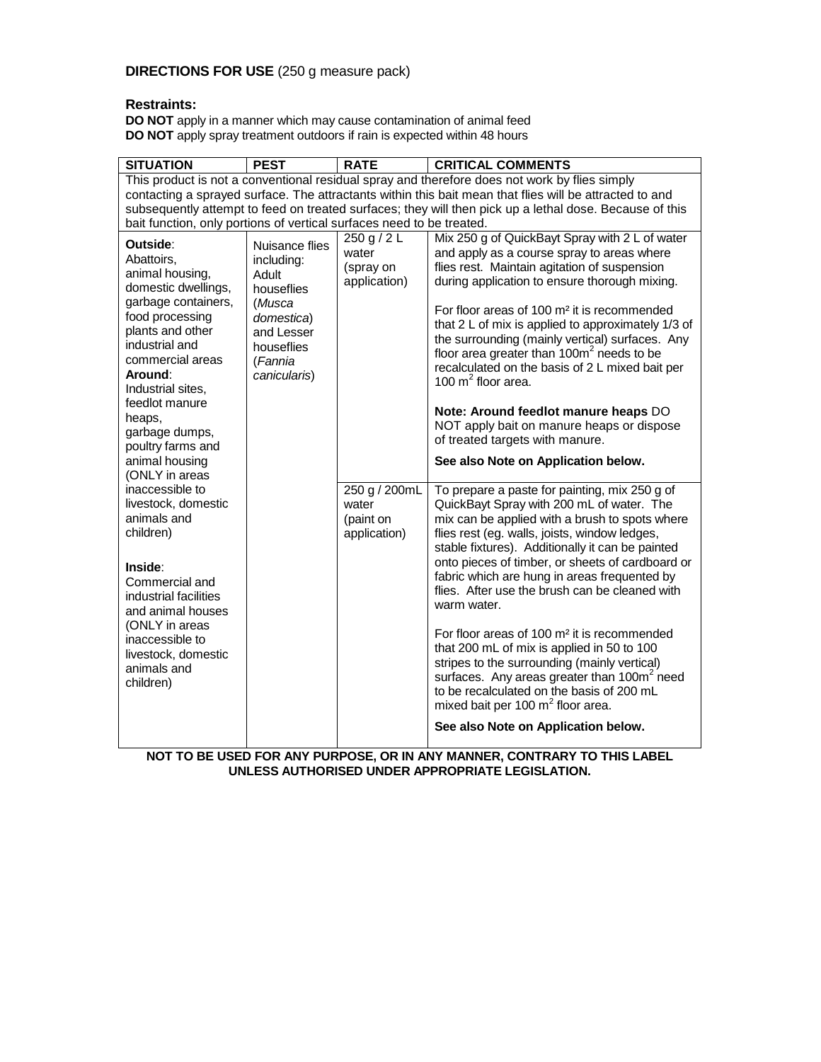**DIRECTIONS FOR USE** (250 g measure pack)

**Restraints:**

**DO NOT** apply in a manner which may cause contamination of animal feed
**DO NOT** apply spray treatment outdoors if rain is expected within 48 hours

| SITUATION | PEST | RATE | CRITICAL COMMENTS |
|---|---|---|---|
| This product is not a conventional residual spray and therefore does not work by flies simply contacting a sprayed surface. The attractants within this bait mean that flies will be attracted to and subsequently attempt to feed on treated surfaces; they will then pick up a lethal dose. Because of this bait function, only portions of vertical surfaces need to be treated. | | | |
| **Outside**: Abattoirs, animal housing, domestic dwellings, garbage containers, food processing plants and other industrial and commercial areas **Around**: Industrial sites, feedlot manure heaps, garbage dumps, poultry farms and animal housing (ONLY in areas inaccessible to livestock, domestic animals and children) **Inside**: Commercial and industrial facilities and animal houses (ONLY in areas inaccessible to livestock, domestic animals and children) | Nuisance flies including: Adult houseflies (*Musca domestica*) and Lesser houseflies (*Fannia canicularis*) | 250 g / 2 L water (spray on application) | Mix 250 g of QuickBayt Spray with 2 L of water and apply as a course spray to areas where flies rest. Maintain agitation of suspension during application to ensure thorough mixing. For floor areas of 100 m² it is recommended that 2 L of mix is applied to approximately 1/3 of the surrounding (mainly vertical) surfaces. Any floor area greater than 100m² needs to be recalculated on the basis of 2 L mixed bait per 100 m² floor area. **Note: Around feedlot manure heaps** DO NOT apply bait on manure heaps or dispose of treated targets with manure. **See also Note on Application below.** |
| | | 250 g / 200mL water (paint on application) | To prepare a paste for painting, mix 250 g of QuickBayt Spray with 200 mL of water. The mix can be applied with a brush to spots where flies rest (eg. walls, joists, window ledges, stable fixtures). Additionally it can be painted onto pieces of timber, or sheets of cardboard or fabric which are hung in areas frequented by flies. After use the brush can be cleaned with warm water. For floor areas of 100 m² it is recommended that 200 mL of mix is applied in 50 to 100 stripes to the surrounding (mainly vertical) surfaces. Any areas greater than 100m² need to be recalculated on the basis of 200 mL mixed bait per 100 m² floor area. **See also Note on Application below.** |

**NOT TO BE USED FOR ANY PURPOSE, OR IN ANY MANNER, CONTRARY TO THIS LABEL UNLESS AUTHORISED UNDER APPROPRIATE LEGISLATION.**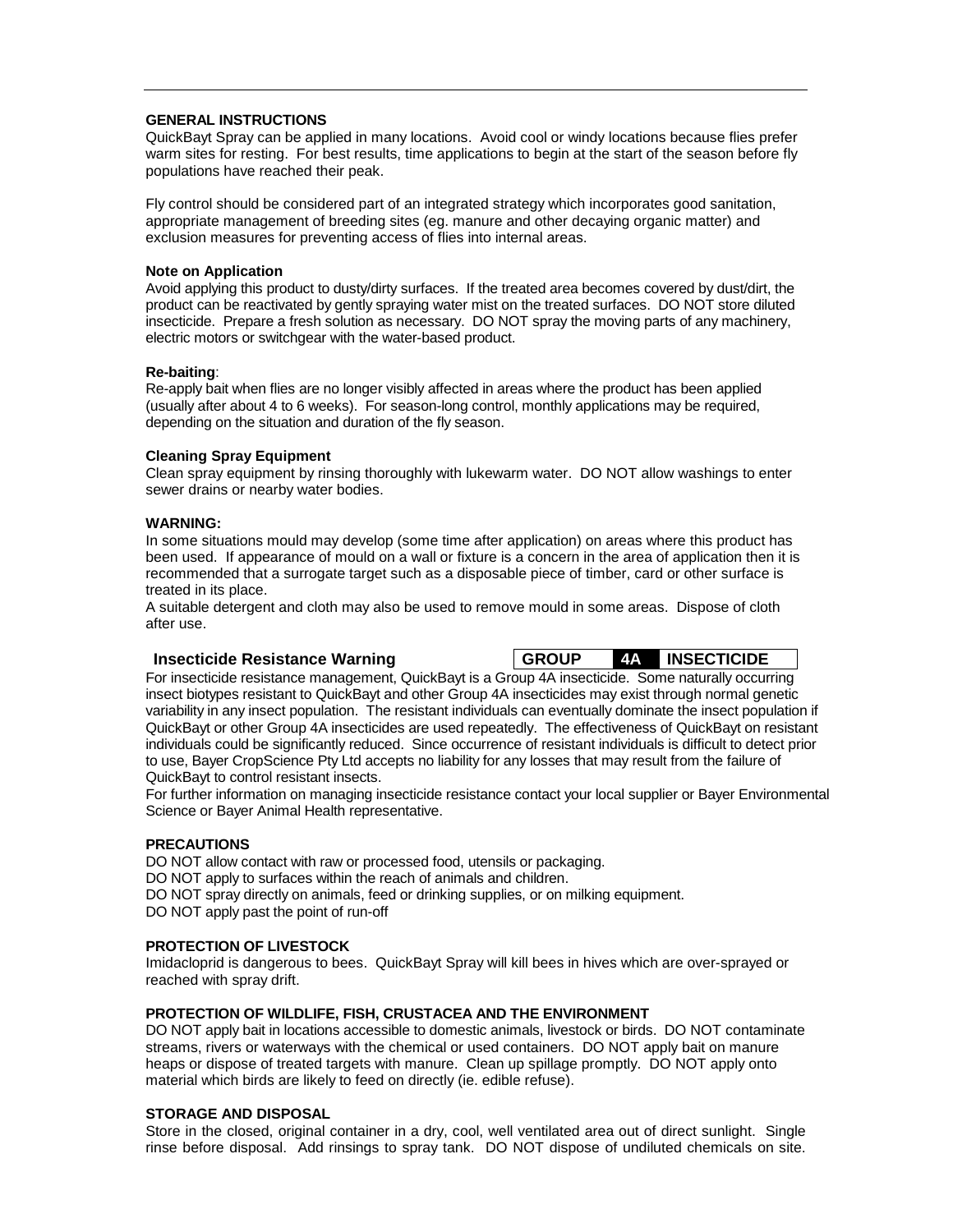## GENERAL INSTRUCTIONS

QuickBayt Spray can be applied in many locations. Avoid cool or windy locations because flies prefer warm sites for resting. For best results, time applications to begin at the start of the season before fly populations have reached their peak.

Fly control should be considered part of an integrated strategy which incorporates good sanitation, appropriate management of breeding sites (eg. manure and other decaying organic matter) and exclusion measures for preventing access of flies into internal areas.

### Note on Application

Avoid applying this product to dusty/dirty surfaces. If the treated area becomes covered by dust/dirt, the product can be reactivated by gently spraying water mist on the treated surfaces. DO NOT store diluted insecticide. Prepare a fresh solution as necessary. DO NOT spray the moving parts of any machinery, electric motors or switchgear with the water-based product.

### Re-baiting:

Re-apply bait when flies are no longer visibly affected in areas where the product has been applied (usually after about 4 to 6 weeks). For season-long control, monthly applications may be required, depending on the situation and duration of the fly season.

### Cleaning Spray Equipment

Clean spray equipment by rinsing thoroughly with lukewarm water. DO NOT allow washings to enter sewer drains or nearby water bodies.

### WARNING:

In some situations mould may develop (some time after application) on areas where this product has been used. If appearance of mould on a wall or fixture is a concern in the area of application then it is recommended that a surrogate target such as a disposable piece of timber, card or other surface is treated in its place.

A suitable detergent and cloth may also be used to remove mould in some areas. Dispose of cloth after use.

### Insecticide Resistance Warning

| GROUP | 4A | INSECTICIDE |
|---|---|---|

For insecticide resistance management, QuickBayt is a Group 4A insecticide. Some naturally occurring insect biotypes resistant to QuickBayt and other Group 4A insecticides may exist through normal genetic variability in any insect population. The resistant individuals can eventually dominate the insect population if QuickBayt or other Group 4A insecticides are used repeatedly. The effectiveness of QuickBayt on resistant individuals could be significantly reduced. Since occurrence of resistant individuals is difficult to detect prior to use, Bayer CropScience Pty Ltd accepts no liability for any losses that may result from the failure of QuickBayt to control resistant insects.

For further information on managing insecticide resistance contact your local supplier or Bayer Environmental Science or Bayer Animal Health representative.

## PRECAUTIONS

DO NOT allow contact with raw or processed food, utensils or packaging.
DO NOT apply to surfaces within the reach of animals and children.
DO NOT spray directly on animals, feed or drinking supplies, or on milking equipment.
DO NOT apply past the point of run-off

## PROTECTION OF LIVESTOCK

Imidacloprid is dangerous to bees. QuickBayt Spray will kill bees in hives which are over-sprayed or reached with spray drift.

## PROTECTION OF WILDLIFE, FISH, CRUSTACEA AND THE ENVIRONMENT

DO NOT apply bait in locations accessible to domestic animals, livestock or birds. DO NOT contaminate streams, rivers or waterways with the chemical or used containers. DO NOT apply bait on manure heaps or dispose of treated targets with manure. Clean up spillage promptly. DO NOT apply onto material which birds are likely to feed on directly (ie. edible refuse).

## STORAGE AND DISPOSAL

Store in the closed, original container in a dry, cool, well ventilated area out of direct sunlight. Single rinse before disposal. Add rinsings to spray tank. DO NOT dispose of undiluted chemicals on site.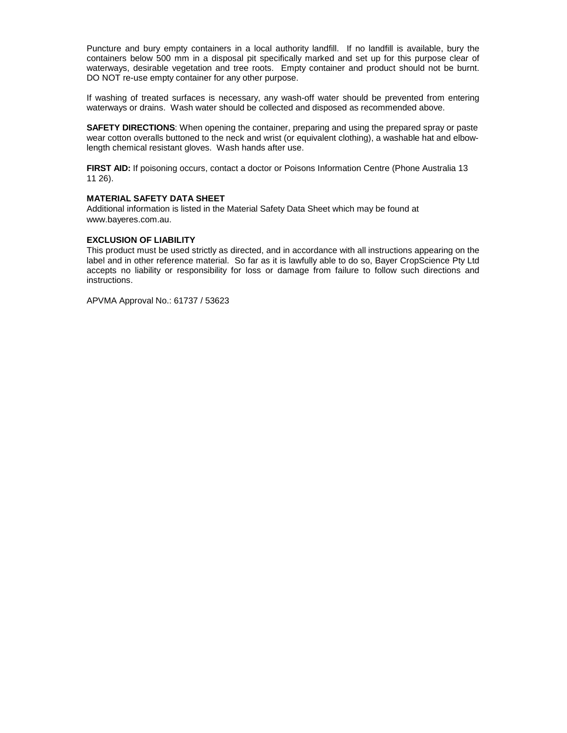Puncture and bury empty containers in a local authority landfill. If no landfill is available, bury the containers below 500 mm in a disposal pit specifically marked and set up for this purpose clear of waterways, desirable vegetation and tree roots. Empty container and product should not be burnt. DO NOT re-use empty container for any other purpose.

If washing of treated surfaces is necessary, any wash-off water should be prevented from entering waterways or drains. Wash water should be collected and disposed as recommended above.

**SAFETY DIRECTIONS**: When opening the container, preparing and using the prepared spray or paste wear cotton overalls buttoned to the neck and wrist (or equivalent clothing), a washable hat and elbow-length chemical resistant gloves. Wash hands after use.

**FIRST AID:** If poisoning occurs, contact a doctor or Poisons Information Centre (Phone Australia 13 11 26).

**MATERIAL SAFETY DATA SHEET**

Additional information is listed in the Material Safety Data Sheet which may be found at www.bayeres.com.au.

**EXCLUSION OF LIABILITY**

This product must be used strictly as directed, and in accordance with all instructions appearing on the label and in other reference material. So far as it is lawfully able to do so, Bayer CropScience Pty Ltd accepts no liability or responsibility for loss or damage from failure to follow such directions and instructions.

APVMA Approval No.: 61737 / 53623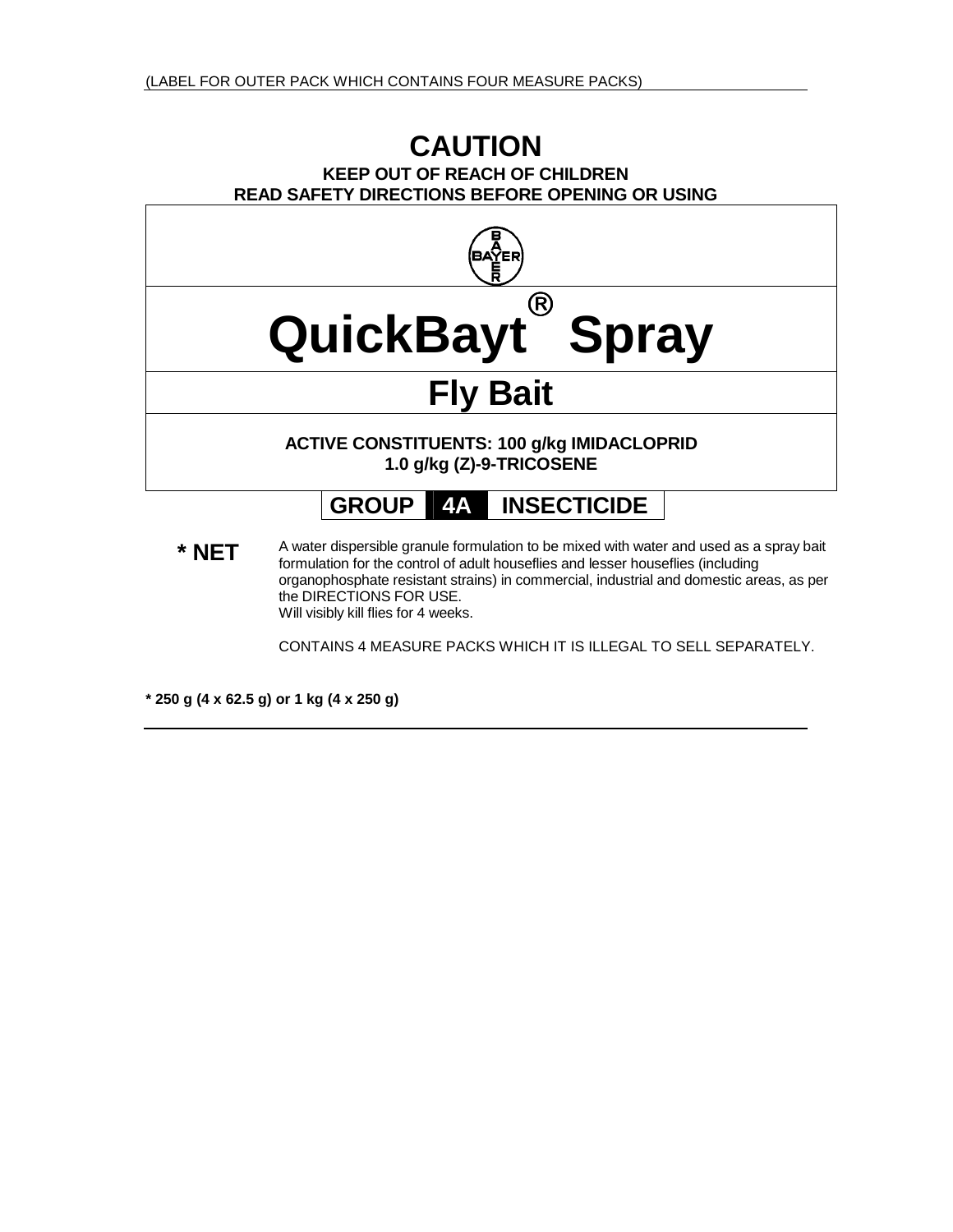(LABEL FOR OUTER PACK WHICH CONTAINS FOUR MEASURE PACKS)

# CAUTION

**KEEP OUT OF REACH OF CHILDREN**
**READ SAFETY DIRECTIONS BEFORE OPENING OR USING**

BAYER

# QuickBayt® Spray

## Fly Bait

**ACTIVE CONSTITUENTS: 100 g/kg IMIDACLOPRID**
**1.0 g/kg (Z)-9-TRICOSENE**

**GROUP 4A INSECTICIDE**

**\* NET**

A water dispersible granule formulation to be mixed with water and used as a spray bait formulation for the control of adult houseflies and lesser houseflies (including organophosphate resistant strains) in commercial, industrial and domestic areas, as per the DIRECTIONS FOR USE.
Will visibly kill flies for 4 weeks.

CONTAINS 4 MEASURE PACKS WHICH IT IS ILLEGAL TO SELL SEPARATELY.

**\* 250 g (4 x 62.5 g) or 1 kg (4 x 250 g)**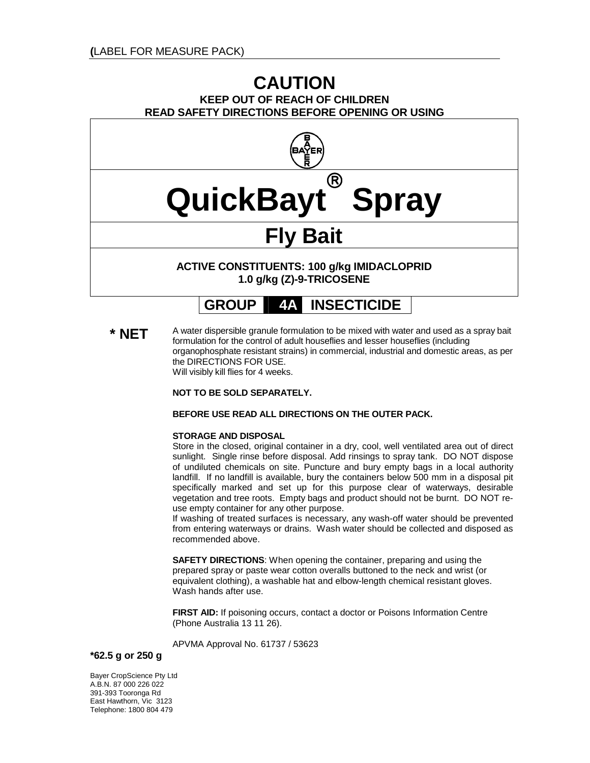(LABEL FOR MEASURE PACK)

# CAUTION

**KEEP OUT OF REACH OF CHILDREN**
**READ SAFETY DIRECTIONS BEFORE OPENING OR USING**

BAYER

# QuickBayt® Spray

## Fly Bait

**ACTIVE CONSTITUENTS: 100 g/kg IMIDACLOPRID**
**1.0 g/kg (Z)-9-TRICOSENE**

**GROUP 4A INSECTICIDE**

**\* NET**

A water dispersible granule formulation to be mixed with water and used as a spray bait formulation for the control of adult houseflies and lesser houseflies (including organophosphate resistant strains) in commercial, industrial and domestic areas, as per the DIRECTIONS FOR USE.
Will visibly kill flies for 4 weeks.

**NOT TO BE SOLD SEPARATELY.**

**BEFORE USE READ ALL DIRECTIONS ON THE OUTER PACK.**

**STORAGE AND DISPOSAL**
Store in the closed, original container in a dry, cool, well ventilated area out of direct sunlight. Single rinse before disposal. Add rinsings to spray tank. DO NOT dispose of undiluted chemicals on site. Puncture and bury empty bags in a local authority landfill. If no landfill is available, bury the containers below 500 mm in a disposal pit specifically marked and set up for this purpose clear of waterways, desirable vegetation and tree roots. Empty bags and product should not be burnt. DO NOT re-use empty container for any other purpose.
If washing of treated surfaces is necessary, any wash-off water should be prevented from entering waterways or drains. Wash water should be collected and disposed as recommended above.

**SAFETY DIRECTIONS**: When opening the container, preparing and using the prepared spray or paste wear cotton overalls buttoned to the neck and wrist (or equivalent clothing), a washable hat and elbow-length chemical resistant gloves. Wash hands after use.

**FIRST AID:** If poisoning occurs, contact a doctor or Poisons Information Centre (Phone Australia 13 11 26).

APVMA Approval No. 61737 / 53623

**\*62.5 g or 250 g**

Bayer CropScience Pty Ltd
A.B.N. 87 000 226 022
391-393 Tooronga Rd
East Hawthorn, Vic 3123
Telephone: 1800 804 479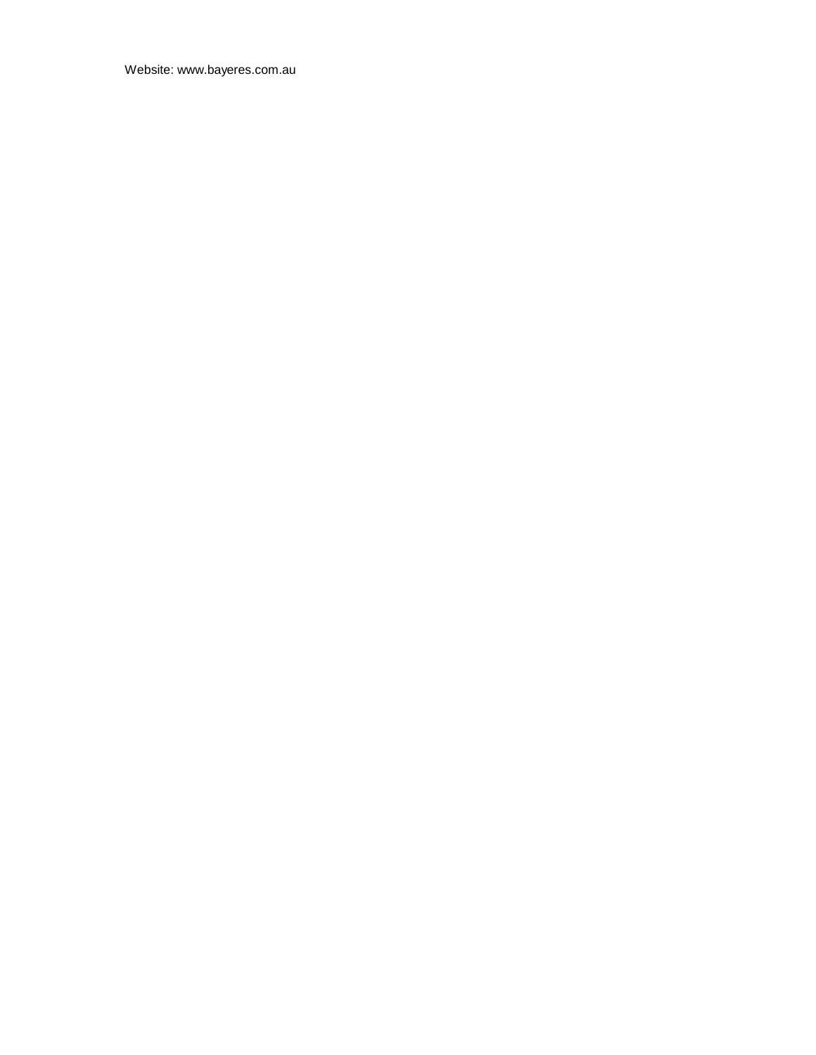Website: www.bayeres.com.au